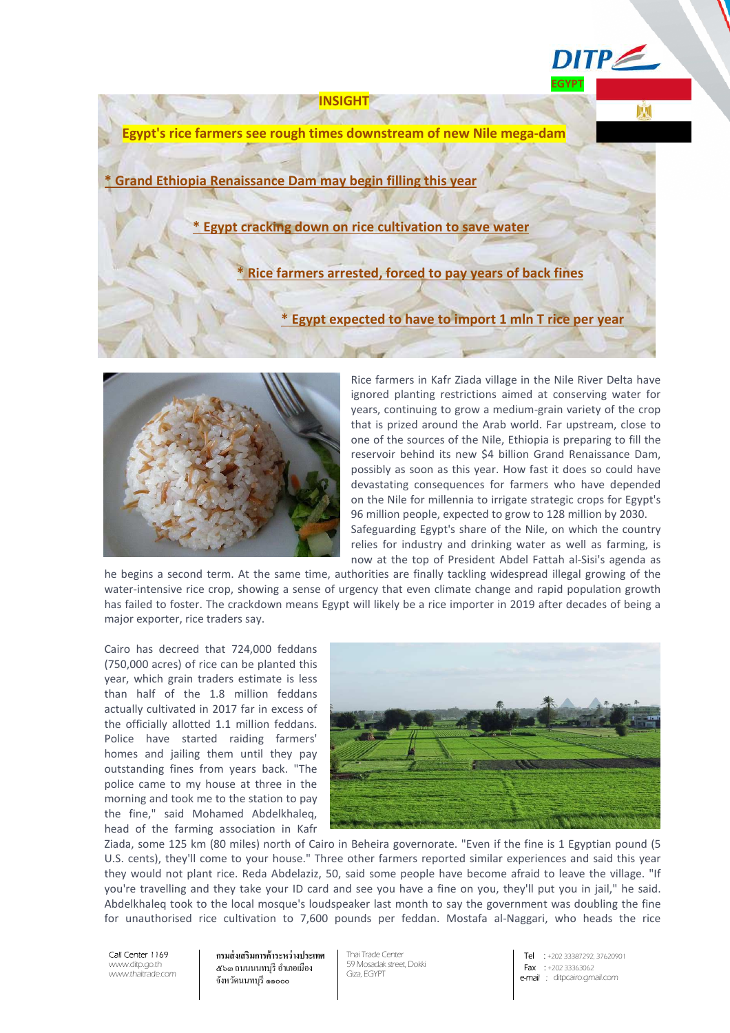INSIGHT

# Egypt's rice farmers see rough times downstream of new Nile mega-dam

* Grand Ethiopia Renaissance Dam may begin filling this year

* Egypt cracking down on rice cultivation to save water

* Rice farmers arrested, forced to pay years of back fines

* Egypt expected to have to import 1 mln T rice per year

Rice farmers in Kafr Ziada village in the Nile River Delta have ignored planting restrictions aimed at conserving water for years, continuing to grow a medium-grain variety of the crop that is prized around the Arab world. Far upstream, close to one of the sources of the Nile, Ethiopia is preparing to fill the reservoir behind its new $4 billion Grand Renaissance Dam, possibly as soon as this year. How fast it does so could have devastating consequences for farmers who have depended on the Nile for millennia to irrigate strategic crops for Egypt's 96 million people, expected to grow to 128 million by 2030.

Safeguarding Egypt's share of the Nile, on which the country relies for industry and drinking water as well as farming, is now at the top of President Abdel Fattah al-Sisi's agenda as he begins a second term. At the same time, authorities are finally tackling widespread illegal growing of the water-intensive rice crop, showing a sense of urgency that even climate change and rapid population growth has failed to foster. The crackdown means Egypt will likely be a rice importer in 2019 after decades of being a major exporter, rice traders say.

Cairo has decreed that 724,000 feddans (750,000 acres) of rice can be planted this year, which grain traders estimate is less than half of the 1.8 million feddans actually cultivated in 2017 far in excess of the officially allotted 1.1 million feddans. Police have started raiding farmers' homes and jailing them until they pay outstanding fines from years back. "The police came to my house at three in the morning and took me to the station to pay the fine," said Mohamed Abdelkhaleq, head of the farming association in Kafr Ziada, some 125 km (80 miles) north of Cairo in Beheira governorate. "Even if the fine is 1 Egyptian pound (5 U.S. cents), they'll come to your house." Three other farmers reported similar experiences and said this year they would not plant rice. Reda Abdelaziz, 50, said some people have become afraid to leave the village. "If you're travelling and they take your ID card and see you have a fine on you, they'll put you in jail," he said. Abdelkhaleq took to the local mosque's loudspeaker last month to say the government was doubling the fine for unauthorised rice cultivation to 7,600 pounds per feddan. Mostafa al-Naggari, who heads the rice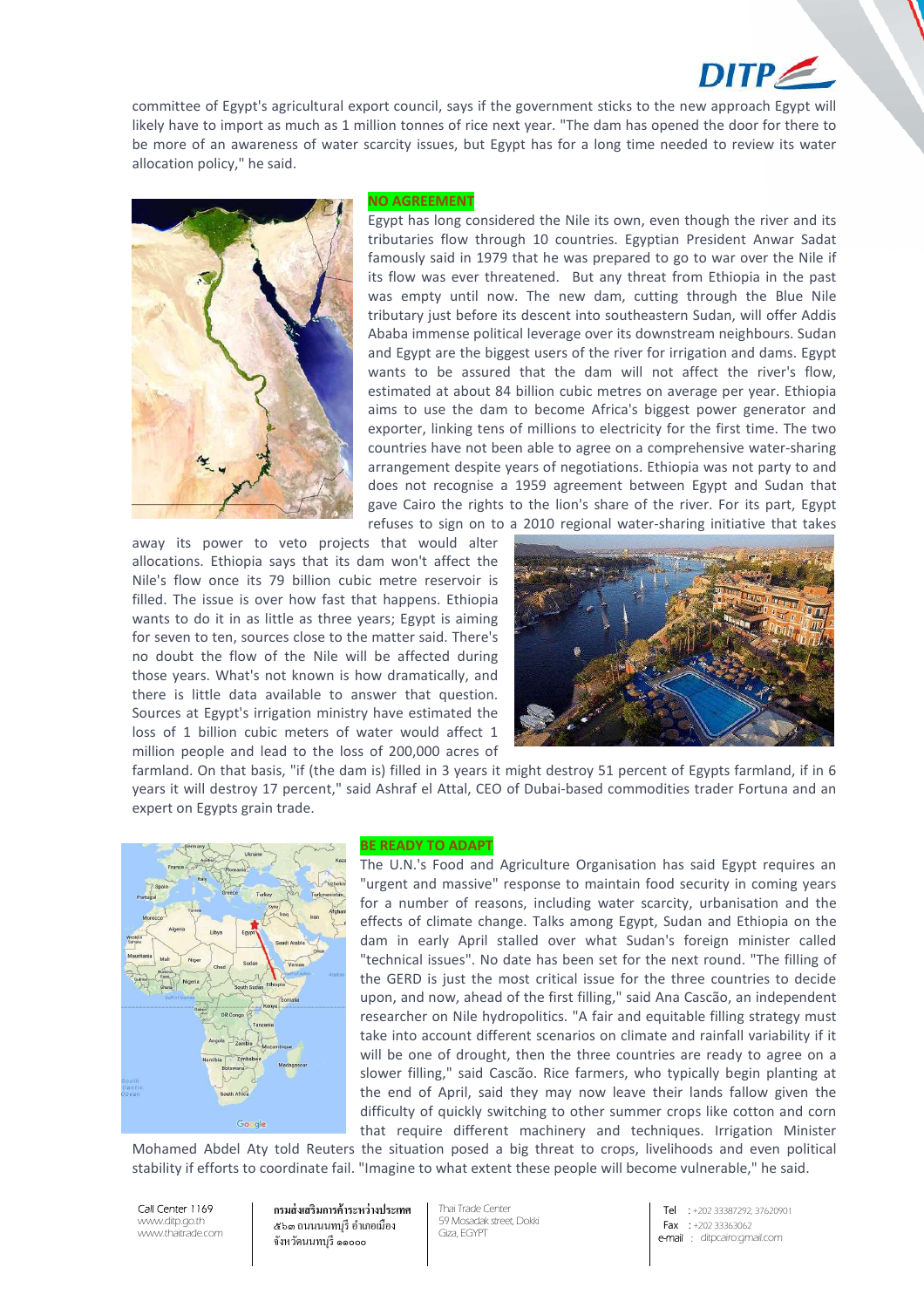committee of Egypt's agricultural export council, says if the government sticks to the new approach Egypt will likely have to import as much as 1 million tonnes of rice next year. "The dam has opened the door for there to be more of an awareness of water scarcity issues, but Egypt has for a long time needed to review its water allocation policy," he said.

## NO AGREEMENT

Egypt has long considered the Nile its own, even though the river and its tributaries flow through 10 countries. Egyptian President Anwar Sadat famously said in 1979 that he was prepared to go to war over the Nile if its flow was ever threatened. But any threat from Ethiopia in the past was empty until now. The new dam, cutting through the Blue Nile tributary just before its descent into southeastern Sudan, will offer Addis Ababa immense political leverage over its downstream neighbours. Sudan and Egypt are the biggest users of the river for irrigation and dams. Egypt wants to be assured that the dam will not affect the river's flow, estimated at about 84 billion cubic metres on average per year. Ethiopia aims to use the dam to become Africa's biggest power generator and exporter, linking tens of millions to electricity for the first time. The two countries have not been able to agree on a comprehensive water-sharing arrangement despite years of negotiations. Ethiopia was not party to and does not recognise a 1959 agreement between Egypt and Sudan that gave Cairo the rights to the lion's share of the river. For its part, Egypt refuses to sign on to a 2010 regional water-sharing initiative that takes away its power to veto projects that would alter allocations. Ethiopia says that its dam won't affect the Nile's flow once its 79 billion cubic metre reservoir is filled. The issue is over how fast that happens. Ethiopia wants to do it in as little as three years; Egypt is aiming for seven to ten, sources close to the matter said. There's no doubt the flow of the Nile will be affected during those years. What's not known is how dramatically, and there is little data available to answer that question. Sources at Egypt's irrigation ministry have estimated the loss of 1 billion cubic meters of water would affect 1 million people and lead to the loss of 200,000 acres of farmland. On that basis, "if (the dam is) filled in 3 years it might destroy 51 percent of Egypts farmland, if in 6 years it will destroy 17 percent," said Ashraf el Attal, CEO of Dubai-based commodities trader Fortuna and an expert on Egypts grain trade.

## BE READY TO ADAPT

The U.N.'s Food and Agriculture Organisation has said Egypt requires an "urgent and massive" response to maintain food security in coming years for a number of reasons, including water scarcity, urbanisation and the effects of climate change. Talks among Egypt, Sudan and Ethiopia on the dam in early April stalled over what Sudan's foreign minister called "technical issues". No date has been set for the next round. "The filling of the GERD is just the most critical issue for the three countries to decide upon, and now, ahead of the first filling," said Ana Cascão, an independent researcher on Nile hydropolitics. "A fair and equitable filling strategy must take into account different scenarios on climate and rainfall variability if it will be one of drought, then the three countries are ready to agree on a slower filling," said Cascão. Rice farmers, who typically begin planting at the end of April, said they may now leave their lands fallow given the difficulty of quickly switching to other summer crops like cotton and corn that require different machinery and techniques. Irrigation Minister Mohamed Abdel Aty told Reuters the situation posed a big threat to crops, livelihoods and even political stability if efforts to coordinate fail. "Imagine to what extent these people will become vulnerable," he said.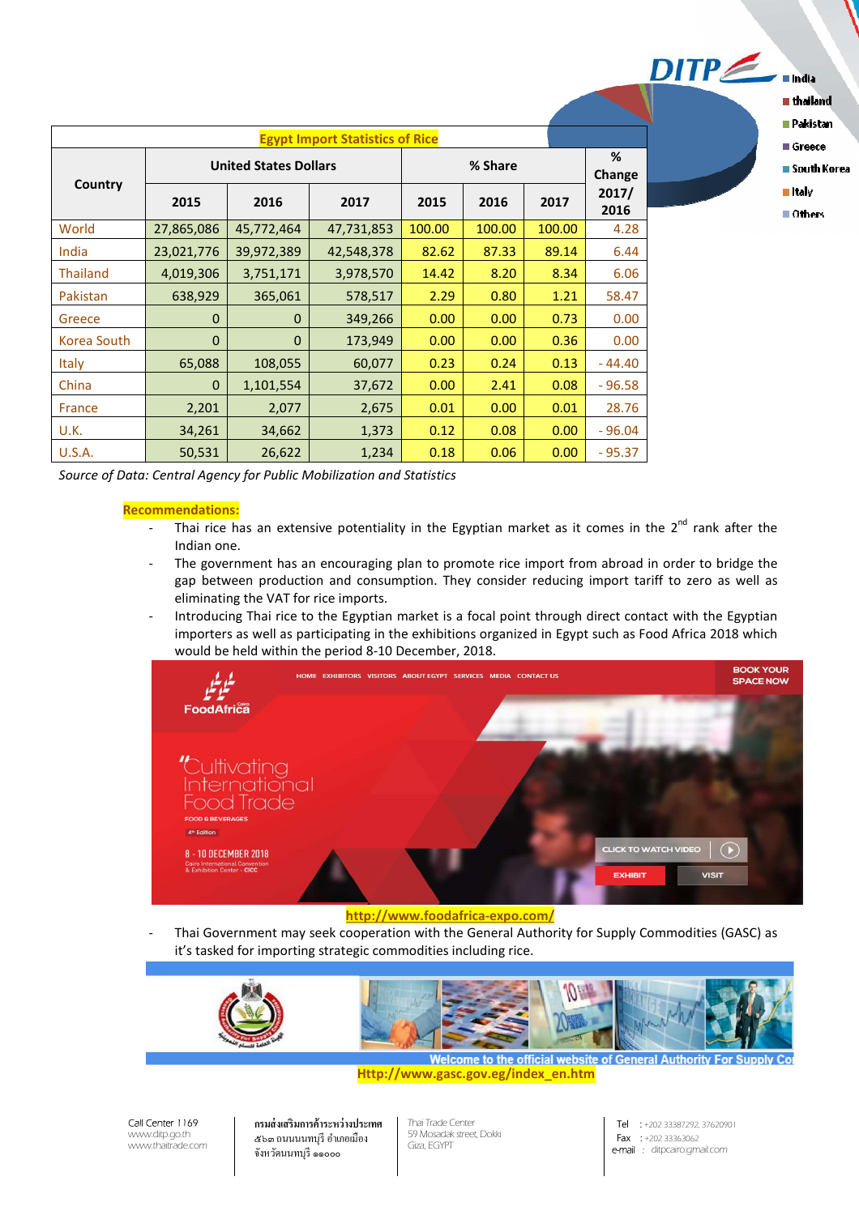India
thailand
Pakistan
Greece
South Korea
Italy
Others

| Country | United States Dollars | | | % Share | | | % Change |
|---|---|---|---|---|---|---|---|
| | 2015 | 2016 | 2017 | 2015 | 2016 | 2017 | 2017/ 2016 |
| World | 27,865,086 | 45,772,464 | 47,731,853 | 100.00 | 100.00 | 100.00 | 4.28 |
| India | 23,021,776 | 39,972,389 | 42,548,378 | 82.62 | 87.33 | 89.14 | 6.44 |
| Thailand | 4,019,306 | 3,751,171 | 3,978,570 | 14.42 | 8.20 | 8.34 | 6.06 |
| Pakistan | 638,929 | 365,061 | 578,517 | 2.29 | 0.80 | 1.21 | 58.47 |
| Greece | 0 | 0 | 349,266 | 0.00 | 0.00 | 0.73 | 0.00 |
| Korea South | 0 | 0 | 173,949 | 0.00 | 0.00 | 0.36 | 0.00 |
| Italy | 65,088 | 108,055 | 60,077 | 0.23 | 0.24 | 0.13 | - 44.40 |
| China | 0 | 1,101,554 | 37,672 | 0.00 | 2.41 | 0.08 | - 96.58 |
| France | 2,201 | 2,077 | 2,675 | 0.01 | 0.00 | 0.01 | 28.76 |
| U.K. | 34,261 | 34,662 | 1,373 | 0.12 | 0.08 | 0.00 | - 96.04 |
| U.S.A. | 50,531 | 26,622 | 1,234 | 0.18 | 0.06 | 0.00 | - 95.37 |

Egypt Import Statistics of Rice

*Source of Data: Central Agency for Public Mobilization and Statistics*

**Recommendations:**

- Thai rice has an extensive potentiality in the Egyptian market as it comes in the 2nd rank after the Indian one.
- The government has an encouraging plan to promote rice import from abroad in order to bridge the gap between production and consumption. They consider reducing import tariff to zero as well as eliminating the VAT for rice imports.
- Introducing Thai rice to the Egyptian market is a focal point through direct contact with the Egyptian importers as well as participating in the exhibitions organized in Egypt such as Food Africa 2018 which would be held within the period 8-10 December, 2018.

http://www.foodafrica-expo.com/

- Thai Government may seek cooperation with the General Authority for Supply Commodities (GASC) as it's tasked for importing strategic commodities including rice.

Http://www.gasc.gov.eg/index_en.htm